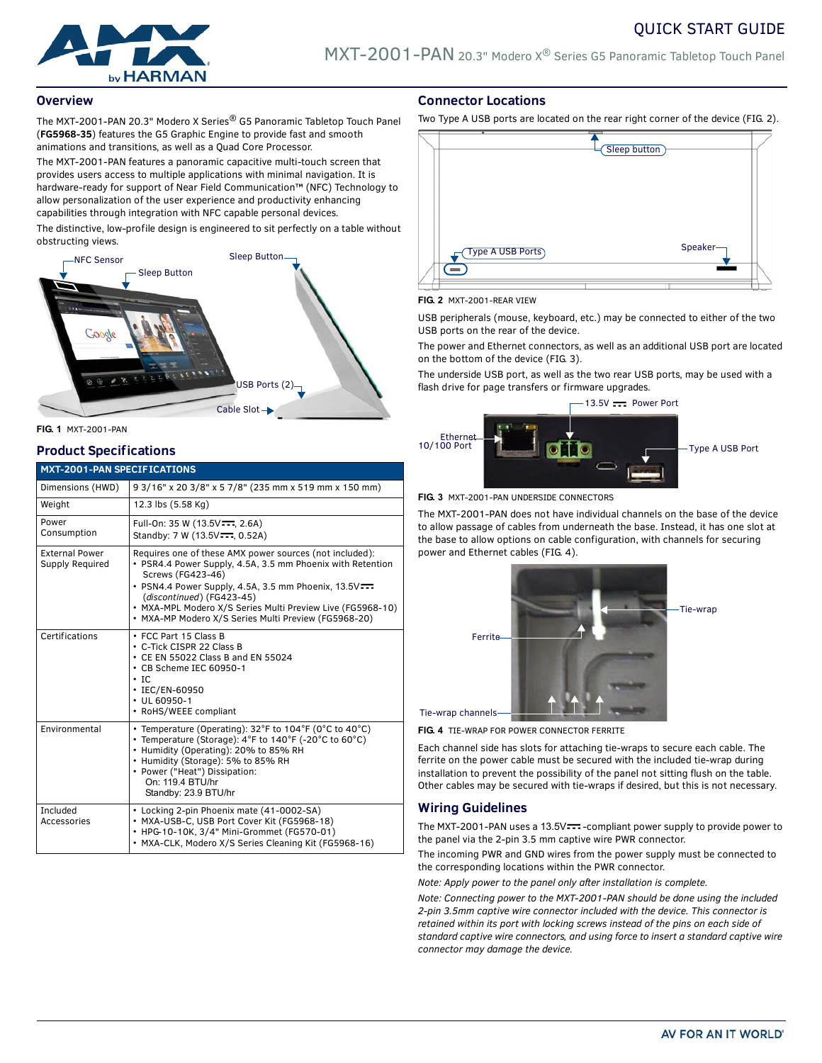QUICK START GUIDE

# MXT-2001-PAN 20.3" Modero X® Series G5 Panoramic Tabletop Touch Panel

## Overview

The MXT-2001-PAN 20.3" Modero X Series® G5 Panoramic Tabletop Touch Panel (**FG5968-35**) features the G5 Graphic Engine to provide fast and smooth animations and transitions, as well as a Quad Core Processor.

The MXT-2001-PAN features a panoramic capacitive multi-touch screen that provides users access to multiple applications with minimal navigation. It is hardware-ready for support of Near Field Communication™ (NFC) Technology to allow personalization of the user experience and productivity enhancing capabilities through integration with NFC capable personal devices.

The distinctive, low-profile design is engineered to sit perfectly on a table without obstructing views.

**FIG. 1** MXT-2001-PAN

## Product Specifications

| MXT-2001-PAN SPECIFICATIONS | |
|---|---|
| Dimensions (HWD) | 9 3/16" x 20 3/8" x 5 7/8" (235 mm x 519 mm x 150 mm) |
| Weight | 12.3 lbs (5.58 Kg) |
| Power Consumption | Full-On: 35 W (13.5V⎓, 2.6A)<br>Standby: 7 W (13.5V⎓, 0.52A) |
| External Power Supply Required | Requires one of these AMX power sources (not included):<br>• PSR4.4 Power Supply, 4.5A, 3.5 mm Phoenix with Retention Screws (FG423-46)<br>• PSN4.4 Power Supply, 4.5A, 3.5 mm Phoenix, 13.5V⎓ (*discontinued*) (FG423-45)<br>• MXA-MPL Modero X/S Series Multi Preview Live (FG5968-10)<br>• MXA-MP Modero X/S Series Multi Preview (FG5968-20) |
| Certifications | • FCC Part 15 Class B<br>• C-Tick CISPR 22 Class B<br>• CE EN 55022 Class B and EN 55024<br>• CB Scheme IEC 60950-1<br>• IC<br>• IEC/EN-60950<br>• UL 60950-1<br>• RoHS/WEEE compliant |
| Environmental | • Temperature (Operating): 32°F to 104°F (0°C to 40°C)<br>• Temperature (Storage): 4°F to 140°F (-20°C to 60°C)<br>• Humidity (Operating): 20% to 85% RH<br>• Humidity (Storage): 5% to 85% RH<br>• Power ("Heat") Dissipation:<br>On: 119.4 BTU/hr<br>Standby: 23.9 BTU/hr |
| Included Accessories | • Locking 2-pin Phoenix mate (41-0002-SA)<br>• MXA-USB-C, USB Port Cover Kit (FG5968-18)<br>• HPG-10-10K, 3/4" Mini-Grommet (FG570-01)<br>• MXA-CLK, Modero X/S Series Cleaning Kit (FG5968-16) |

## Connector Locations

Two Type A USB ports are located on the rear right corner of the device (FIG. 2).

**FIG. 2** MXT-2001-REAR VIEW

USB peripherals (mouse, keyboard, etc.) may be connected to either of the two USB ports on the rear of the device.

The power and Ethernet connectors, as well as an additional USB port are located on the bottom of the device (FIG. 3).

The underside USB port, as well as the two rear USB ports, may be used with a flash drive for page transfers or firmware upgrades.

**FIG. 3** MXT-2001-PAN UNDERSIDE CONNECTORS

The MXT-2001-PAN does not have individual channels on the base of the device to allow passage of cables from underneath the base. Instead, it has one slot at the base to allow options on cable configuration, with channels for securing power and Ethernet cables (FIG. 4).

**FIG. 4** TIE-WRAP FOR POWER CONNECTOR FERRITE

Each channel side has slots for attaching tie-wraps to secure each cable. The ferrite on the power cable must be secured with the included tie-wrap during installation to prevent the possibility of the panel not sitting flush on the table. Other cables may be secured with tie-wraps if desired, but this is not necessary.

## Wiring Guidelines

The MXT-2001-PAN uses a 13.5V⎓-compliant power supply to provide power to the panel via the 2-pin 3.5 mm captive wire PWR connector.

The incoming PWR and GND wires from the power supply must be connected to the corresponding locations within the PWR connector.

*Note: Apply power to the panel only after installation is complete.*

*Note: Connecting power to the MXT-2001-PAN should be done using the included 2-pin 3.5mm captive wire connector included with the device. This connector is retained within its port with locking screws instead of the pins on each side of standard captive wire connectors, and using force to insert a standard captive wire connector may damage the device.*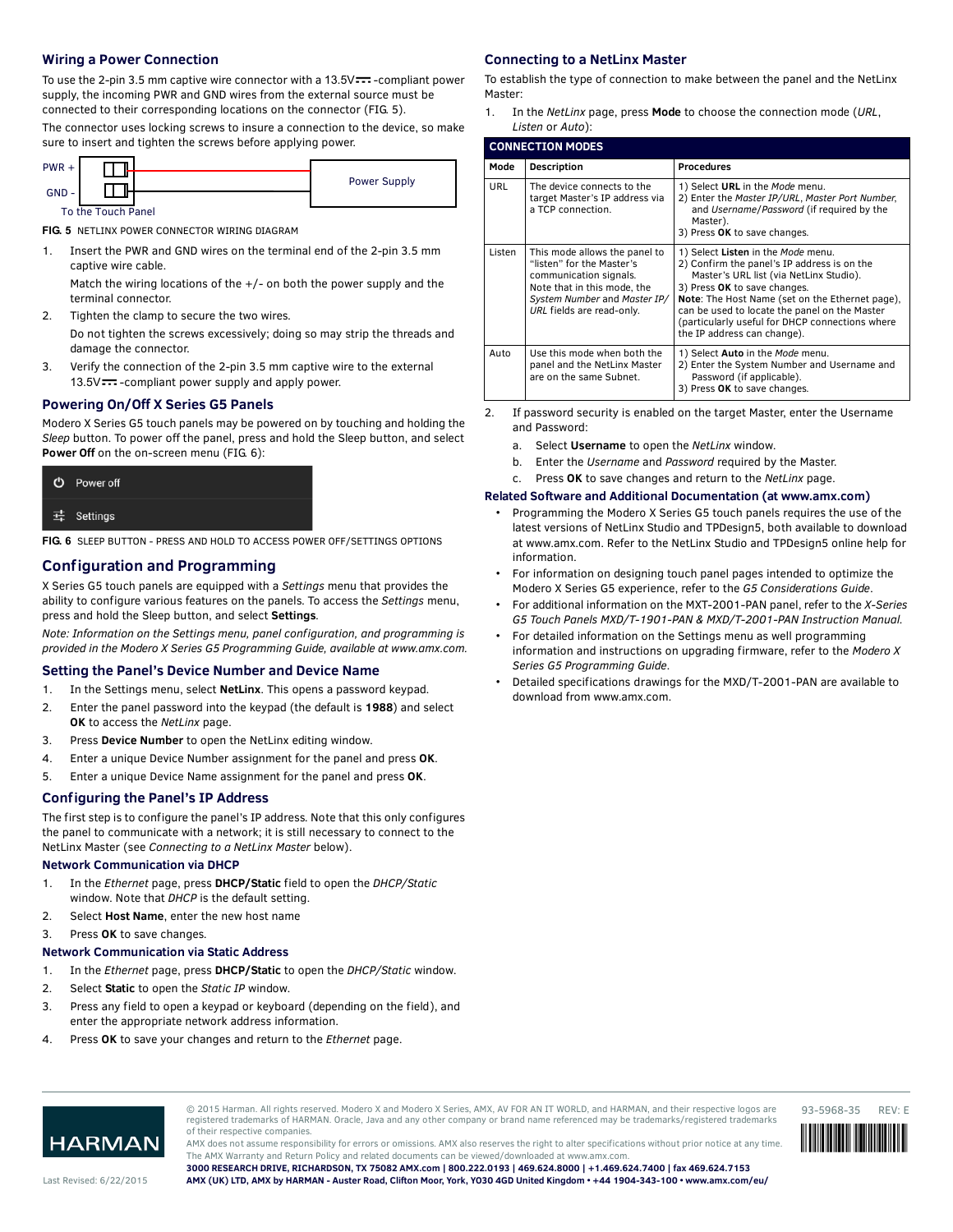## Wiring a Power Connection

To use the 2-pin 3.5 mm captive wire connector with a 13.5V⎓-compliant power supply, the incoming PWR and GND wires from the external source must be connected to their corresponding locations on the connector (FIG. 5).

The connector uses locking screws to insure a connection to the device, so make sure to insert and tighten the screws before applying power.

PWR +

GND -

To the Touch Panel

Power Supply

**FIG. 5** NETLINX POWER CONNECTOR WIRING DIAGRAM

1. Insert the PWR and GND wires on the terminal end of the 2-pin 3.5 mm captive wire cable.

   Match the wiring locations of the +/- on both the power supply and the terminal connector.
2. Tighten the clamp to secure the two wires.

   Do not tighten the screws excessively; doing so may strip the threads and damage the connector.
3. Verify the connection of the 2-pin 3.5 mm captive wire to the external 13.5V⎓-compliant power supply and apply power.

## Powering On/Off X Series G5 Panels

Modero X Series G5 touch panels may be powered on by touching and holding the *Sleep* button. To power off the panel, press and hold the Sleep button, and select **Power Off** on the on-screen menu (FIG. 6):

Power off

Settings

**FIG. 6** SLEEP BUTTON - PRESS AND HOLD TO ACCESS POWER OFF/SETTINGS OPTIONS

## Configuration and Programming

X Series G5 touch panels are equipped with a *Settings* menu that provides the ability to configure various features on the panels. To access the *Settings* menu, press and hold the Sleep button, and select **Settings**.

*Note: Information on the Settings menu, panel configuration, and programming is provided in the Modero X Series G5 Programming Guide, available at www.amx.com.*

### Setting the Panel's Device Number and Device Name

1. In the Settings menu, select **NetLinx**. This opens a password keypad.
2. Enter the panel password into the keypad (the default is **1988**) and select **OK** to access the *NetLinx* page.
3. Press **Device Number** to open the NetLinx editing window.
4. Enter a unique Device Number assignment for the panel and press **OK**.
5. Enter a unique Device Name assignment for the panel and press **OK**.

### Configuring the Panel's IP Address

The first step is to configure the panel's IP address. Note that this only configures the panel to communicate with a network; it is still necessary to connect to the NetLinx Master (see *Connecting to a NetLinx Master* below).

#### Network Communication via DHCP

1. In the *Ethernet* page, press **DHCP/Static** field to open the *DHCP/Static* window. Note that *DHCP* is the default setting.
2. Select **Host Name**, enter the new host name
3. Press **OK** to save changes.

#### Network Communication via Static Address

1. In the *Ethernet* page, press **DHCP/Static** to open the *DHCP/Static* window.
2. Select **Static** to open the *Static IP* window.
3. Press any field to open a keypad or keyboard (depending on the field), and enter the appropriate network address information.
4. Press **OK** to save your changes and return to the *Ethernet* page.

### Connecting to a NetLinx Master

To establish the type of connection to make between the panel and the NetLinx Master:

1. In the *NetLinx* page, press **Mode** to choose the connection mode (*URL*, *Listen* or *Auto*):

| CONNECTION MODES | | |
|---|---|---|
| **Mode** | **Description** | **Procedures** |
| URL | The device connects to the target Master's IP address via a TCP connection. | 1) Select **URL** in the *Mode* menu.<br>2) Enter the *Master IP/URL*, *Master Port Number*, and *Username/Password* (if required by the Master).<br>3) Press **OK** to save changes. |
| Listen | This mode allows the panel to "listen" for the Master's communication signals. Note that in this mode, the *System Number* and *Master IP/URL* fields are read-only. | 1) Select **Listen** in the *Mode* menu.<br>2) Confirm the panel's IP address is on the Master's URL list (via NetLinx Studio).<br>3) Press **OK** to save changes.<br>**Note**: The Host Name (set on the Ethernet page), can be used to locate the panel on the Master (particularly useful for DHCP connections where the IP address can change). |
| Auto | Use this mode when both the panel and the NetLinx Master are on the same Subnet. | 1) Select **Auto** in the *Mode* menu.<br>2) Enter the System Number and Username and Password (if applicable).<br>3) Press **OK** to save changes. |

2. If password security is enabled on the target Master, enter the Username and Password:
   a. Select **Username** to open the *NetLinx* window.
   b. Enter the *Username* and *Password* required by the Master.
   c. Press **OK** to save changes and return to the *NetLinx* page.

#### Related Software and Additional Documentation (at www.amx.com)

- Programming the Modero X Series G5 touch panels requires the use of the latest versions of NetLinx Studio and TPDesign5, both available to download at www.amx.com. Refer to the NetLinx Studio and TPDesign5 online help for information.
- For information on designing touch panel pages intended to optimize the Modero X Series G5 experience, refer to the *G5 Considerations Guide*.
- For additional information on the MXT-2001-PAN panel, refer to the *X-Series G5 Touch Panels MXD/T-1901-PAN & MXD/T-2001-PAN Instruction Manual.*
- For detailed information on the Settings menu as well programming information and instructions on upgrading firmware, refer to the *Modero X Series G5 Programming Guide*.
- Detailed specifications drawings for the MXD/T-2001-PAN are available to download from www.amx.com.

HARMAN

© 2015 Harman. All rights reserved. Modero X and Modero X Series, AMX, AV FOR AN IT WORLD, and HARMAN, and their respective logos are registered trademarks of HARMAN. Oracle, Java and any other company or brand name referenced may be trademarks/registered trademarks of their respective companies.

AMX does not assume responsibility for errors or omissions. AMX also reserves the right to alter specifications without prior notice at any time. The AMX Warranty and Return Policy and related documents can be viewed/downloaded at www.amx.com.

**3000 RESEARCH DRIVE, RICHARDSON, TX 75082 AMX.com | 800.222.0193 | 469.624.8000 | +1.469.624.7400 | fax 469.624.7153**

**AMX (UK) LTD, AMX by HARMAN - Auster Road, Clifton Moor, York, YO30 4GD United Kingdom • +44 1904-343-100 • www.amx.com/eu/**

93-5968-35 REV: E

Last Revised: 6/22/2015